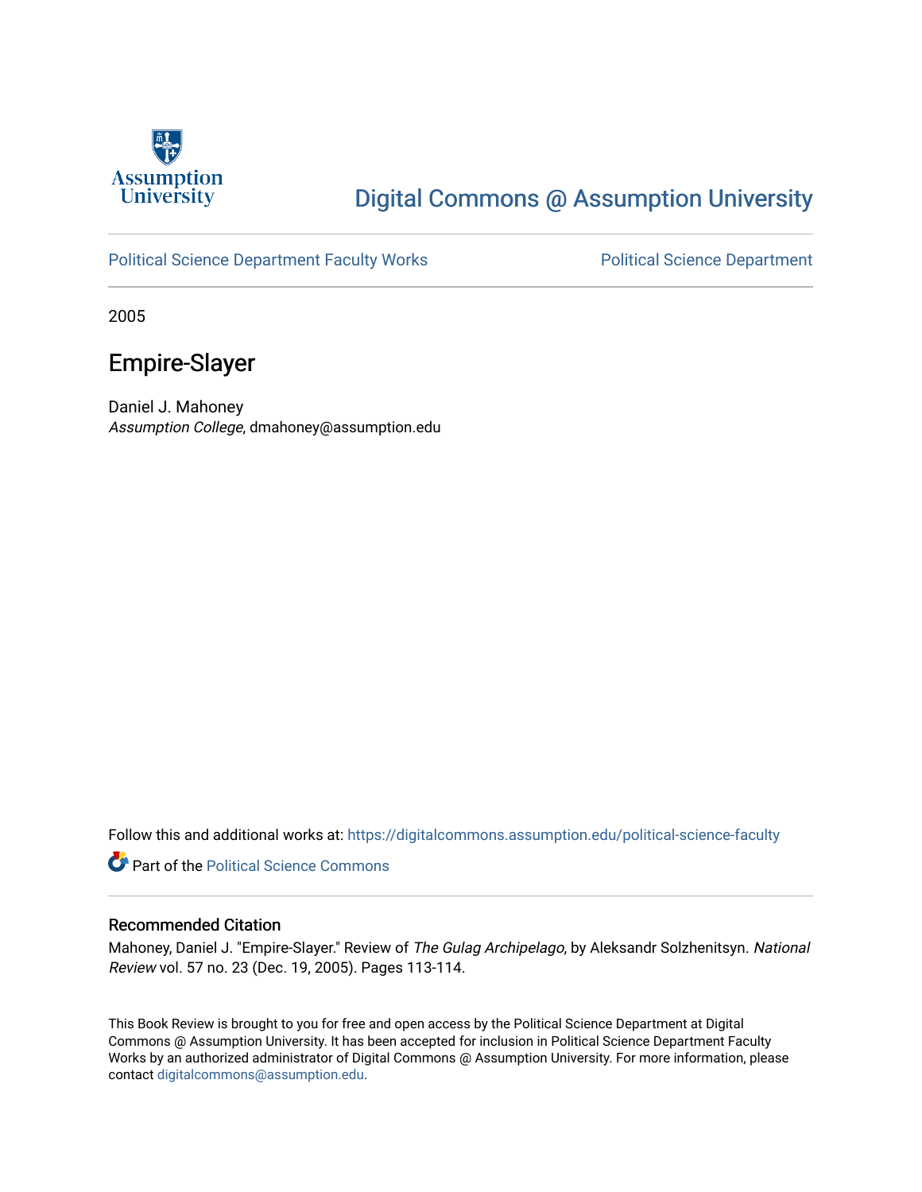Assumption University

Digital Commons @ Assumption University

Political Science Department Faculty Works

Political Science Department

2005

# Empire-Slayer

Daniel J. Mahoney
*Assumption College*, dmahoney@assumption.edu

Follow this and additional works at: https://digitalcommons.assumption.edu/political-science-faculty

Part of the Political Science Commons

## Recommended Citation

Mahoney, Daniel J. "Empire-Slayer." Review of *The Gulag Archipelago*, by Aleksandr Solzhenitsyn. *National Review* vol. 57 no. 23 (Dec. 19, 2005). Pages 113-114.

This Book Review is brought to you for free and open access by the Political Science Department at Digital Commons @ Assumption University. It has been accepted for inclusion in Political Science Department Faculty Works by an authorized administrator of Digital Commons @ Assumption University. For more information, please contact digitalcommons@assumption.edu.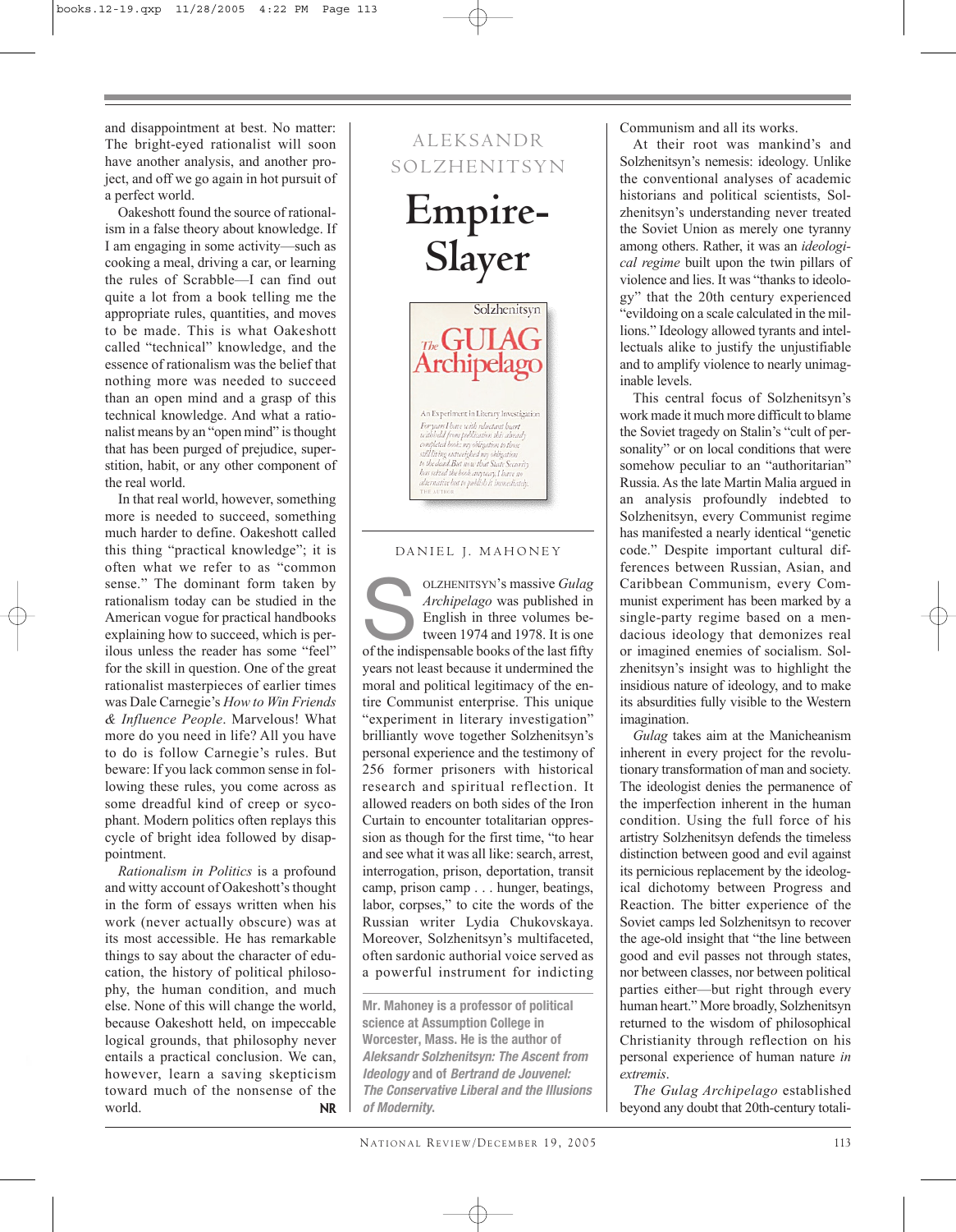and disappointment at best. No matter: The bright-eyed rationalist will soon have another analysis, and another project, and off we go again in hot pursuit of a perfect world.

Oakeshott found the source of rationalism in a false theory about knowledge. If I am engaging in some activity—such as cooking a meal, driving a car, or learning the rules of Scrabble—I can find out quite a lot from a book telling me the appropriate rules, quantities, and moves to be made. This is what Oakeshott called "technical" knowledge, and the essence of rationalism was the belief that nothing more was needed to succeed than an open mind and a grasp of this technical knowledge. And what a rationalist means by an "open mind" is thought that has been purged of prejudice, superstition, habit, or any other component of the real world.

In that real world, however, something more is needed to succeed, something much harder to define. Oakeshott called this thing "practical knowledge"; it is often what we refer to as "common sense." The dominant form taken by rationalism today can be studied in the American vogue for practical handbooks explaining how to succeed, which is perilous unless the reader has some "feel" for the skill in question. One of the great rationalist masterpieces of earlier times was Dale Carnegie's *How to Win Friends & Influence People*. Marvelous! What more do you need in life? All you have to do is follow Carnegie's rules. But beware: If you lack common sense in following these rules, you come across as some dreadful kind of creep or sycophant. Modern politics often replays this cycle of bright idea followed by disappointment.

*Rationalism in Politics* is a profound and witty account of Oakeshott's thought in the form of essays written when his work (never actually understood) was at its most accessible. He has remarkable things to say about the character of education, the history of political philosophy, the human condition, and much else. None of this will change the world, because Oakeshott held, on impeccable logical grounds, that philosophy never entails a practical conclusion. We can, however, learn a saving skepticism toward much of the nonsense of the world. **NR**

ALEKSANDR SOLZHENITSYN

# Empire-Slayer

DANIEL J. MAHONEY

SOLZHENITSYN'S massive *Gulag Archipelago* was published in English in three volumes between 1974 and 1978. It is one of the indispensable books of the last fifty years not least because it undermined the moral and political legitimacy of the entire Communist enterprise. This unique "experiment in literary investigation" brilliantly wove together Solzhenitsyn's personal experience and the testimony of 256 former prisoners with historical research and spiritual reflection. It allowed readers on both sides of the Iron Curtain to encounter totalitarian oppression as though for the first time, "to hear and see what it was all like: search, arrest, interrogation, prison, deportation, transit camp, prison camp . . . hunger, beatings, labor, corpses," to cite the words of the Russian writer Lydia Chukovskaya. Moreover, Solzhenitsyn's multifaceted, often sardonic authorial voice served as a powerful instrument for indicting Communism and all its works.

**Mr. Mahoney is a professor of political science at Assumption College in Worcester, Mass. He is the author of *Aleksandr Solzhenitsyn: The Ascent from Ideology* and of *Bertrand de Jouvenel: The Conservative Liberal and the Illusions of Modernity*.**

At their root was mankind's and Solzhenitsyn's nemesis: ideology. Unlike the conventional analyses of academic historians and political scientists, Solzhenitsyn's understanding never treated the Soviet Union as merely one tyranny among others. Rather, it was an *ideological regime* built upon the twin pillars of violence and lies. It was "thanks to ideology" that the 20th century experienced "evildoing on a scale calculated in the millions." Ideology allowed tyrants and intellectuals alike to justify the unjustifiable and to amplify violence to nearly unimaginable levels.

This central focus of Solzhenitsyn's work made it much more difficult to blame the Soviet tragedy on Stalin's "cult of personality" or on local conditions that were somehow peculiar to an "authoritarian" Russia. As the late Martin Malia argued in an analysis profoundly indebted to Solzhenitsyn, every Communist regime has manifested a nearly identical "genetic code." Despite important cultural differences between Russian, Asian, and Caribbean Communism, every Communist experiment has been marked by a single-party regime based on a mendacious ideology that demonizes real or imagined enemies of socialism. Solzhenitsyn's insight was to highlight the insidious nature of ideology, and to make its absurdities fully visible to the Western imagination.

*Gulag* takes aim at the Manicheanism inherent in every project for the revolutionary transformation of man and society. The ideologist denies the permanence of the imperfection inherent in the human condition. Using the full force of his artistry Solzhenitsyn defends the timeless distinction between good and evil against its pernicious replacement by the ideological dichotomy between Progress and Reaction. The bitter experience of the Soviet camps led Solzhenitsyn to recover the age-old insight that "the line between good and evil passes not through states, nor between classes, nor between political parties either—but right through every human heart." More broadly, Solzhenitsyn returned to the wisdom of philosophical Christianity through reflection on his personal experience of human nature *in extremis*.

*The Gulag Archipelago* established beyond any doubt that 20th-century totali-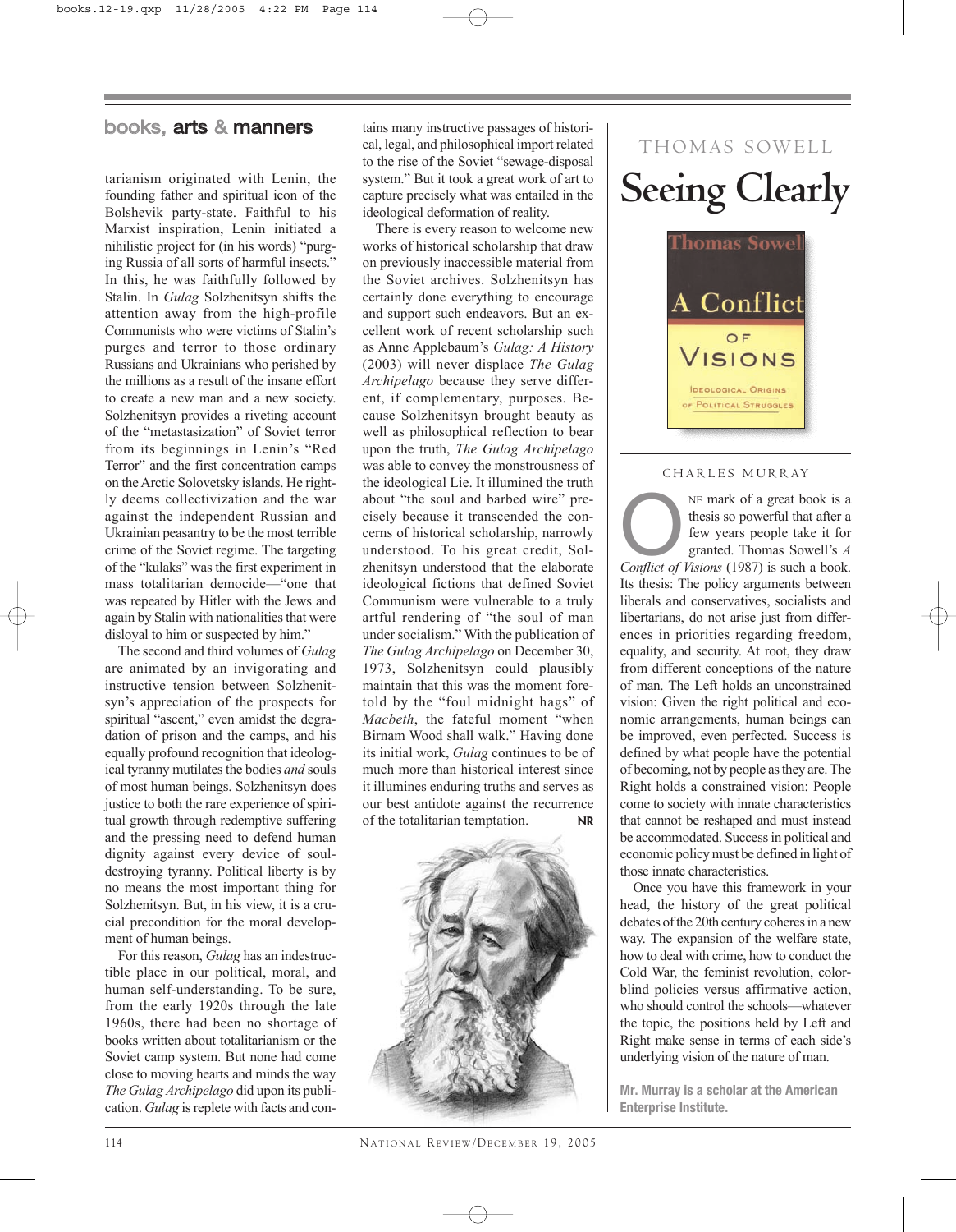tarianism originated with Lenin, the founding father and spiritual icon of the Bolshevik party-state. Faithful to his Marxist inspiration, Lenin initiated a nihilistic project for (in his words) "purging Russia of all sorts of harmful insects." In this, he was faithfully followed by Stalin. In *Gulag* Solzhenitsyn shifts the attention away from the high-profile Communists who were victims of Stalin's purges and terror to those ordinary Russians and Ukrainians who perished by the millions as a result of the insane effort to create a new man and a new society. Solzhenitsyn provides a riveting account of the "metastasization" of Soviet terror from its beginnings in Lenin's "Red Terror" and the first concentration camps on the Arctic Solovetsky islands. He rightly deems collectivization and the war against the independent Russian and Ukrainian peasantry to be the most terrible crime of the Soviet regime. The targeting of the "kulaks" was the first experiment in mass totalitarian democide—"one that was repeated by Hitler with the Jews and again by Stalin with nationalities that were disloyal to him or suspected by him."

The second and third volumes of *Gulag* are animated by an invigorating and instructive tension between Solzhenitsyn's appreciation of the prospects for spiritual "ascent," even amidst the degradation of prison and the camps, and his equally profound recognition that ideological tyranny mutilates the bodies *and* souls of most human beings. Solzhenitsyn does justice to both the rare experience of spiritual growth through redemptive suffering and the pressing need to defend human dignity against every device of soul-destroying tyranny. Political liberty is by no means the most important thing for Solzhenitsyn. But, in his view, it is a crucial precondition for the moral development of human beings.

For this reason, *Gulag* has an indestructible place in our political, moral, and human self-understanding. To be sure, from the early 1920s through the late 1960s, there had been no shortage of books written about totalitarianism or the Soviet camp system. But none had come close to moving hearts and minds the way *The Gulag Archipelago* did upon its publication. *Gulag* is replete with facts and contains many instructive passages of historical, legal, and philosophical import related to the rise of the Soviet "sewage-disposal system." But it took a great work of art to capture precisely what was entailed in the ideological deformation of reality.

There is every reason to welcome new works of historical scholarship that draw on previously inaccessible material from the Soviet archives. Solzhenitsyn has certainly done everything to encourage and support such endeavors. But an excellent work of recent scholarship such as Anne Applebaum's *Gulag: A History* (2003) will never displace *The Gulag Archipelago* because they serve different, if complementary, purposes. Because Solzhenitsyn brought beauty as well as philosophical reflection to bear upon the truth, *The Gulag Archipelago* was able to convey the monstrousness of the ideological Lie. It illumined the truth about "the soul and barbed wire" precisely because it transcended the concerns of historical scholarship, narrowly understood. To his great credit, Solzhenitsyn understood that the elaborate ideological fictions that defined Soviet Communism were vulnerable to a truly artful rendering of "the soul of man under socialism." With the publication of *The Gulag Archipelago* on December 30, 1973, Solzhenitsyn could plausibly maintain that this was the moment foretold by the "foul midnight hags" of *Macbeth*, the fateful moment "when Birnam Wood shall walk." Having done its initial work, *Gulag* continues to be of much more than historical interest since it illumines enduring truths and serves as our best antidote against the recurrence of the totalitarian temptation. **NR**

THOMAS SOWELL

# Seeing Clearly

CHARLES MURRAY

One mark of a great book is a thesis so powerful that after a few years people take it for granted. Thomas Sowell's *A Conflict of Visions* (1987) is such a book. Its thesis: The policy arguments between liberals and conservatives, socialists and libertarians, do not arise just from differences in priorities regarding freedom, equality, and security. At root, they draw from different conceptions of the nature of man. The Left holds an unconstrained vision: Given the right political and economic arrangements, human beings can be improved, even perfected. Success is defined by what people have the potential of becoming, not by people as they are. The Right holds a constrained vision: People come to society with innate characteristics that cannot be reshaped and must instead be accommodated. Success in political and economic policy must be defined in light of those innate characteristics.

Once you have this framework in your head, the history of the great political debates of the 20th century coheres in a new way. The expansion of the welfare state, how to deal with crime, how to conduct the Cold War, the feminist revolution, color-blind policies versus affirmative action, who should control the schools—whatever the topic, the positions held by Left and Right make sense in terms of each side's underlying vision of the nature of man.

**Mr. Murray is a scholar at the American Enterprise Institute.**